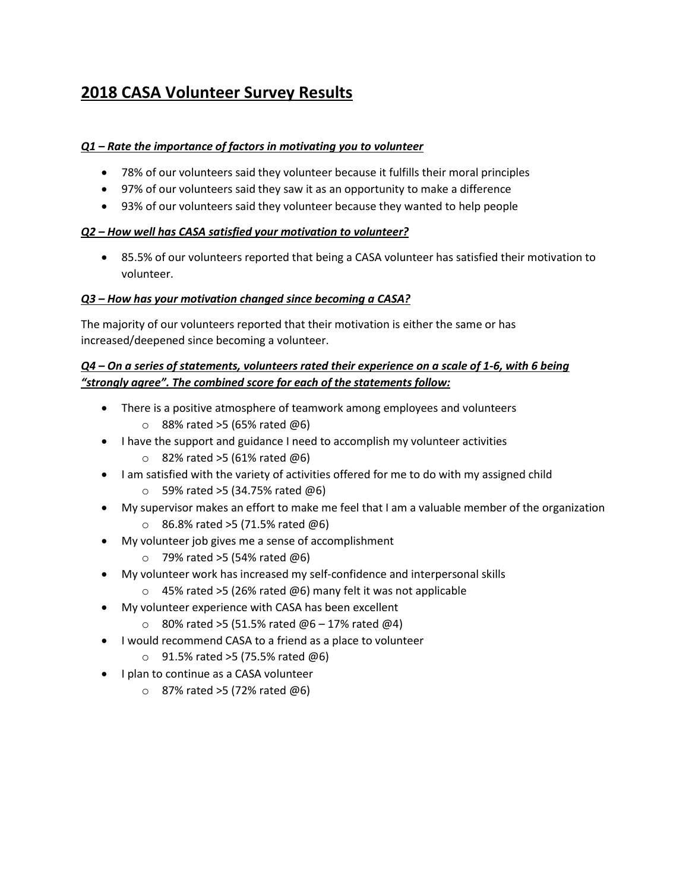# 2018 CASA Volunteer Survey Results

***Q1 – Rate the importance of factors in motivating you to volunteer***

- 78% of our volunteers said they volunteer because it fulfills their moral principles
- 97% of our volunteers said they saw it as an opportunity to make a difference
- 93% of our volunteers said they volunteer because they wanted to help people

***Q2 – How well has CASA satisfied your motivation to volunteer?***

- 85.5% of our volunteers reported that being a CASA volunteer has satisfied their motivation to volunteer.

***Q3 – How has your motivation changed since becoming a CASA?***

The majority of our volunteers reported that their motivation is either the same or has increased/deepened since becoming a volunteer.

***Q4 – On a series of statements, volunteers rated their experience on a scale of 1-6, with 6 being "strongly agree". The combined score for each of the statements follow:***

- There is a positive atmosphere of teamwork among employees and volunteers
  - 88% rated >5 (65% rated @6)
- I have the support and guidance I need to accomplish my volunteer activities
  - 82% rated >5 (61% rated @6)
- I am satisfied with the variety of activities offered for me to do with my assigned child
  - 59% rated >5 (34.75% rated @6)
- My supervisor makes an effort to make me feel that I am a valuable member of the organization
  - 86.8% rated >5 (71.5% rated @6)
- My volunteer job gives me a sense of accomplishment
  - 79% rated >5 (54% rated @6)
- My volunteer work has increased my self-confidence and interpersonal skills
  - 45% rated >5 (26% rated @6) many felt it was not applicable
- My volunteer experience with CASA has been excellent
  - 80% rated >5 (51.5% rated @6 – 17% rated @4)
- I would recommend CASA to a friend as a place to volunteer
  - 91.5% rated >5 (75.5% rated @6)
- I plan to continue as a CASA volunteer
  - 87% rated >5 (72% rated @6)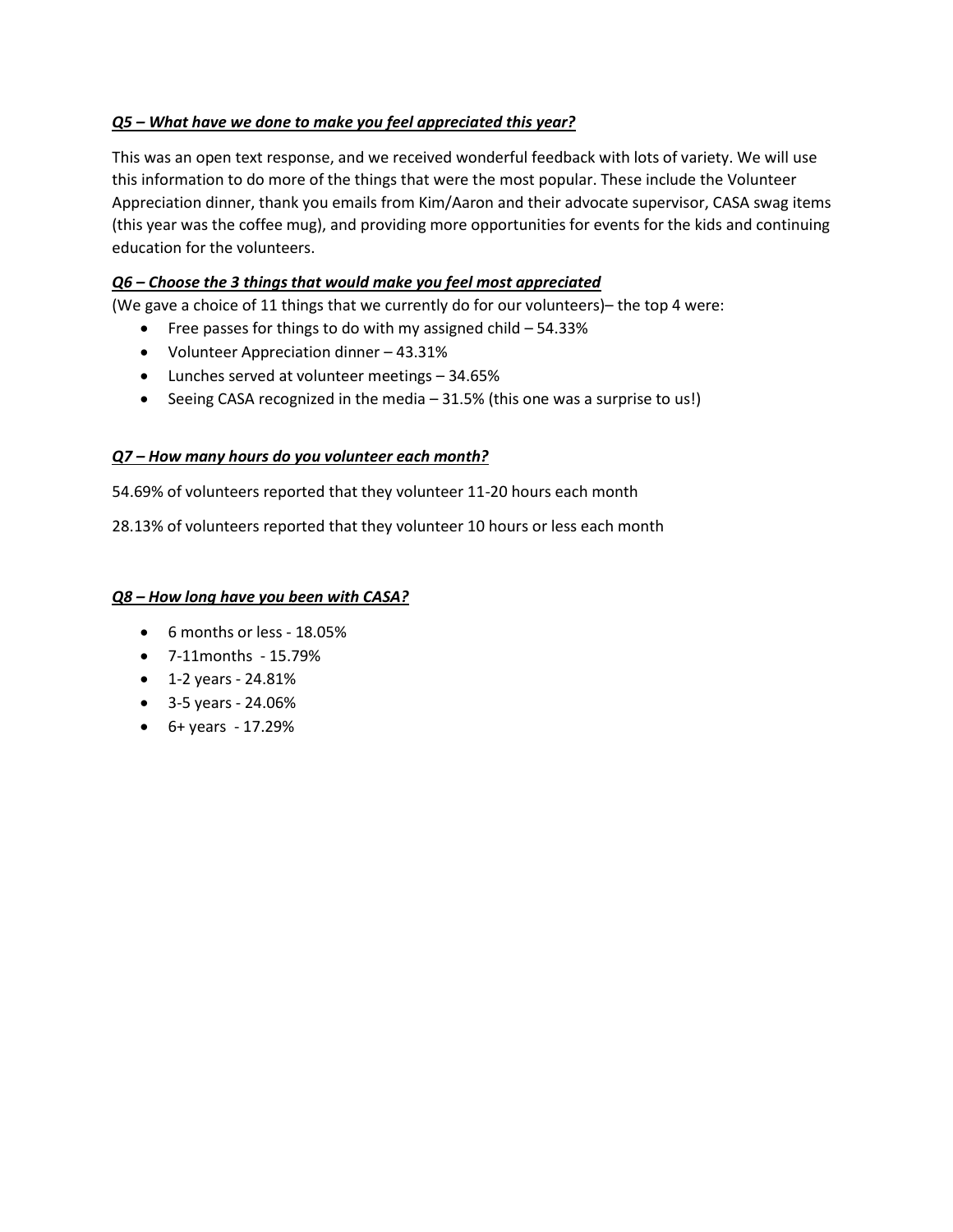***Q5 – What have we done to make you feel appreciated this year?***

This was an open text response, and we received wonderful feedback with lots of variety. We will use this information to do more of the things that were the most popular. These include the Volunteer Appreciation dinner, thank you emails from Kim/Aaron and their advocate supervisor, CASA swag items (this year was the coffee mug), and providing more opportunities for events for the kids and continuing education for the volunteers.

***Q6 – Choose the 3 things that would make you feel most appreciated***

(We gave a choice of 11 things that we currently do for our volunteers)– the top 4 were:

- Free passes for things to do with my assigned child – 54.33%
- Volunteer Appreciation dinner – 43.31%
- Lunches served at volunteer meetings – 34.65%
- Seeing CASA recognized in the media – 31.5% (this one was a surprise to us!)

***Q7 – How many hours do you volunteer each month?***

54.69% of volunteers reported that they volunteer 11-20 hours each month

28.13% of volunteers reported that they volunteer 10 hours or less each month

***Q8 – How long have you been with CASA?***

- 6 months or less - 18.05%
- 7-11months - 15.79%
- 1-2 years - 24.81%
- 3-5 years - 24.06%
- 6+ years - 17.29%